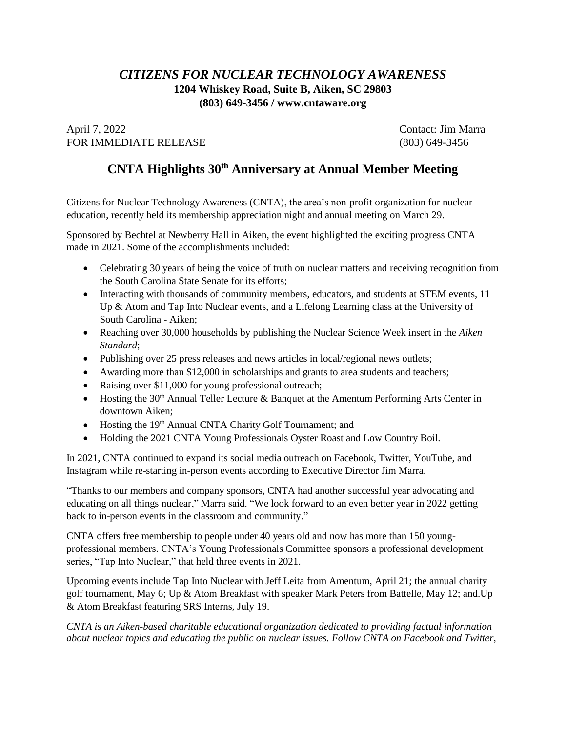# *CITIZENS FOR NUCLEAR TECHNOLOGY AWARENESS*

**1204 Whiskey Road, Suite B, Aiken, SC 29803**
**(803) 649-3456 / www.cntaware.org**

April 7, 2022 — Contact: Jim Marra
FOR IMMEDIATE RELEASE — (803) 649-3456

## CNTA Highlights 30th Anniversary at Annual Member Meeting

Citizens for Nuclear Technology Awareness (CNTA), the area's non-profit organization for nuclear education, recently held its membership appreciation night and annual meeting on March 29.

Sponsored by Bechtel at Newberry Hall in Aiken, the event highlighted the exciting progress CNTA made in 2021. Some of the accomplishments included:

- Celebrating 30 years of being the voice of truth on nuclear matters and receiving recognition from the South Carolina State Senate for its efforts;
- Interacting with thousands of community members, educators, and students at STEM events, 11 Up & Atom and Tap Into Nuclear events, and a Lifelong Learning class at the University of South Carolina - Aiken;
- Reaching over 30,000 households by publishing the Nuclear Science Week insert in the *Aiken Standard*;
- Publishing over 25 press releases and news articles in local/regional news outlets;
- Awarding more than $12,000 in scholarships and grants to area students and teachers;
- Raising over $11,000 for young professional outreach;
- Hosting the 30th Annual Teller Lecture & Banquet at the Amentum Performing Arts Center in downtown Aiken;
- Hosting the 19th Annual CNTA Charity Golf Tournament; and
- Holding the 2021 CNTA Young Professionals Oyster Roast and Low Country Boil.

In 2021, CNTA continued to expand its social media outreach on Facebook, Twitter, YouTube, and Instagram while re-starting in-person events according to Executive Director Jim Marra.

"Thanks to our members and company sponsors, CNTA had another successful year advocating and educating on all things nuclear," Marra said. "We look forward to an even better year in 2022 getting back to in-person events in the classroom and community."

CNTA offers free membership to people under 40 years old and now has more than 150 young-professional members. CNTA's Young Professionals Committee sponsors a professional development series, "Tap Into Nuclear," that held three events in 2021.

Upcoming events include Tap Into Nuclear with Jeff Leita from Amentum, April 21; the annual charity golf tournament, May 6; Up & Atom Breakfast with speaker Mark Peters from Battelle, May 12; and.Up & Atom Breakfast featuring SRS Interns, July 19.

*CNTA is an Aiken-based charitable educational organization dedicated to providing factual information about nuclear topics and educating the public on nuclear issues. Follow CNTA on Facebook and Twitter,*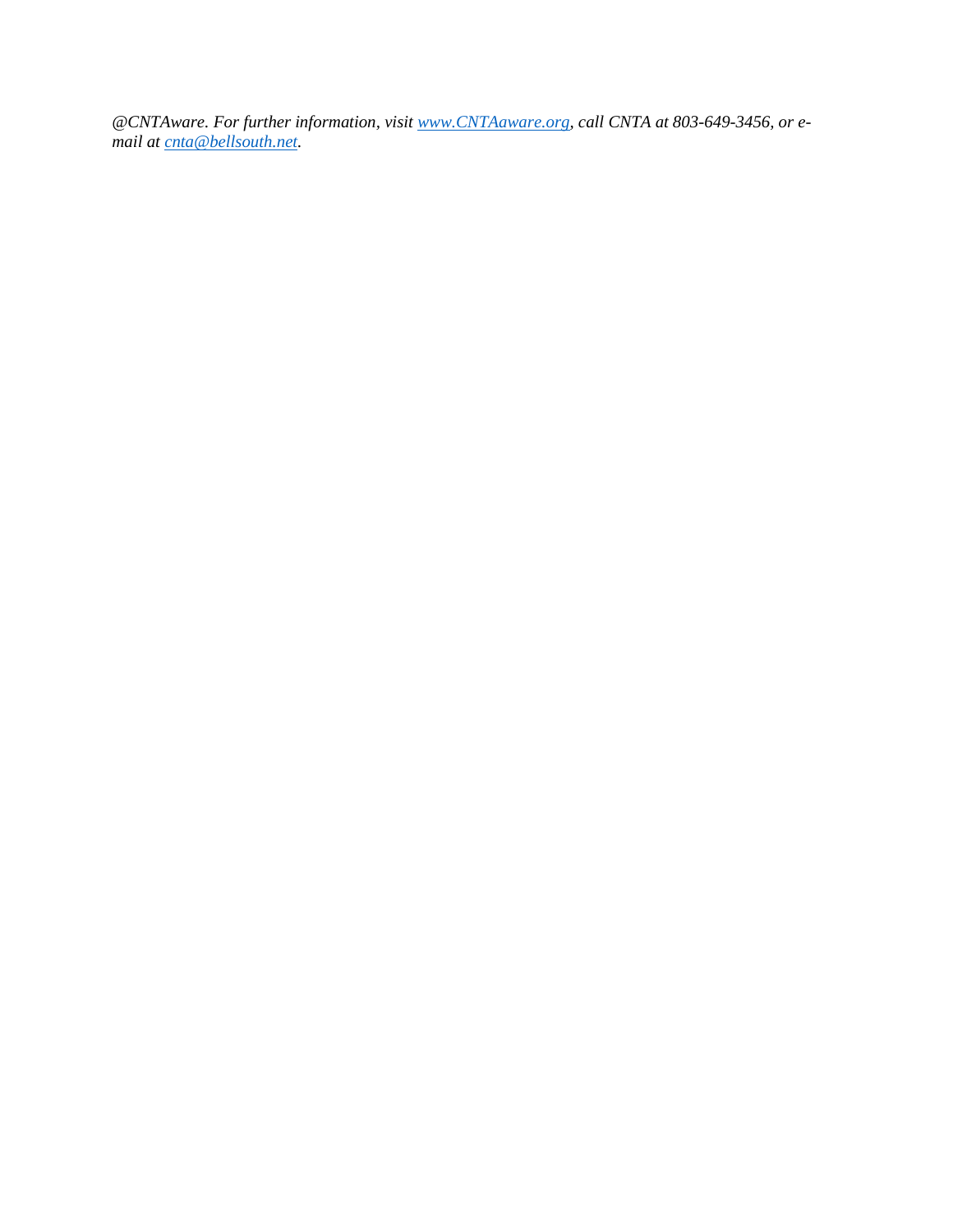*@CNTAware. For further information, visit [www.CNTAaware.org](http://www.CNTAaware.org), call CNTA at 803-649-3456, or e-mail at [cnta@bellsouth.net](mailto:cnta@bellsouth.net).*